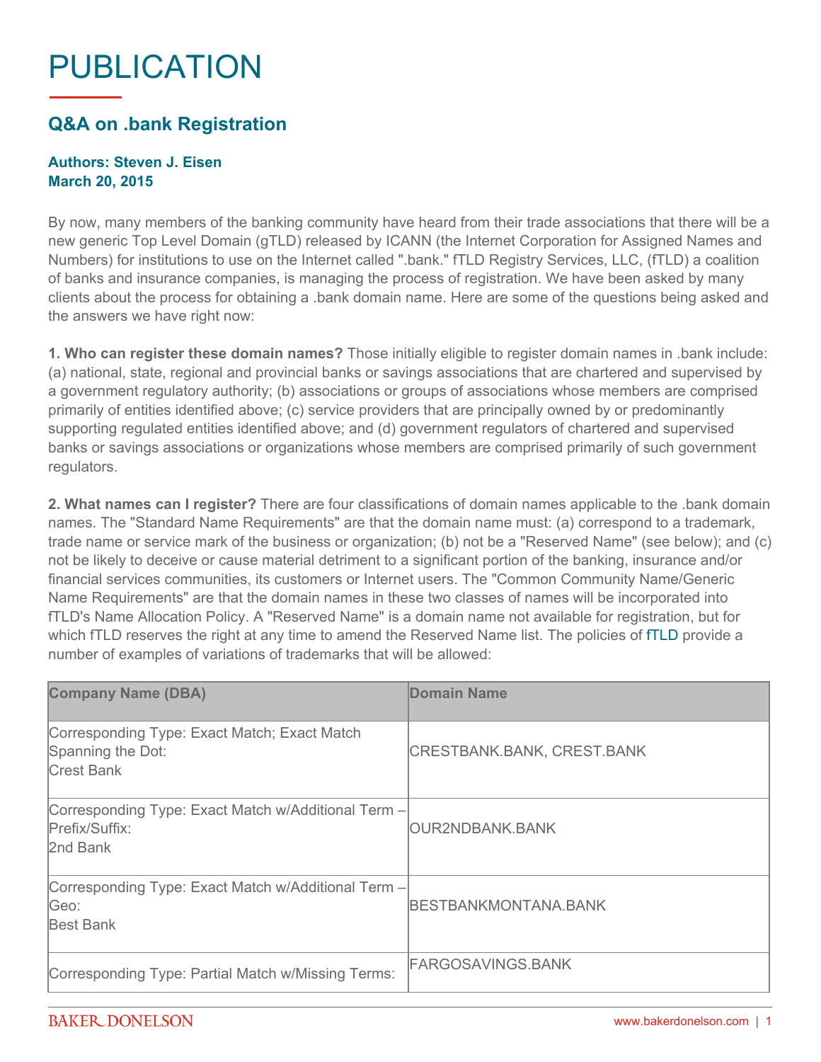# PUBLICATION

## Q&A on .bank Registration

**Authors: Steven J. Eisen**
**March 20, 2015**

By now, many members of the banking community have heard from their trade associations that there will be a new generic Top Level Domain (gTLD) released by ICANN (the Internet Corporation for Assigned Names and Numbers) for institutions to use on the Internet called ".bank." fTLD Registry Services, LLC, (fTLD) a coalition of banks and insurance companies, is managing the process of registration. We have been asked by many clients about the process for obtaining a .bank domain name. Here are some of the questions being asked and the answers we have right now:

**1. Who can register these domain names?** Those initially eligible to register domain names in .bank include: (a) national, state, regional and provincial banks or savings associations that are chartered and supervised by a government regulatory authority; (b) associations or groups of associations whose members are comprised primarily of entities identified above; (c) service providers that are principally owned by or predominantly supporting regulated entities identified above; and (d) government regulators of chartered and supervised banks or savings associations or organizations whose members are comprised primarily of such government regulators.

**2. What names can I register?** There are four classifications of domain names applicable to the .bank domain names. The "Standard Name Requirements" are that the domain name must: (a) correspond to a trademark, trade name or service mark of the business or organization; (b) not be a "Reserved Name" (see below); and (c) not be likely to deceive or cause material detriment to a significant portion of the banking, insurance and/or financial services communities, its customers or Internet users. The "Common Community Name/Generic Name Requirements" are that the domain names in these two classes of names will be incorporated into fTLD's Name Allocation Policy. A "Reserved Name" is a domain name not available for registration, but for which fTLD reserves the right at any time to amend the Reserved Name list. The policies of fTLD provide a number of examples of variations of trademarks that will be allowed:

| Company Name (DBA) | Domain Name |
|---|---|
| Corresponding Type: Exact Match; Exact Match Spanning the Dot: Crest Bank | CRESTBANK.BANK, CREST.BANK |
| Corresponding Type: Exact Match w/Additional Term – Prefix/Suffix: 2nd Bank | OUR2NDBANK.BANK |
| Corresponding Type: Exact Match w/Additional Term – Geo: Best Bank | BESTBANKMONTANA.BANK |
| Corresponding Type: Partial Match w/Missing Terms: | FARGOSAVINGS.BANK |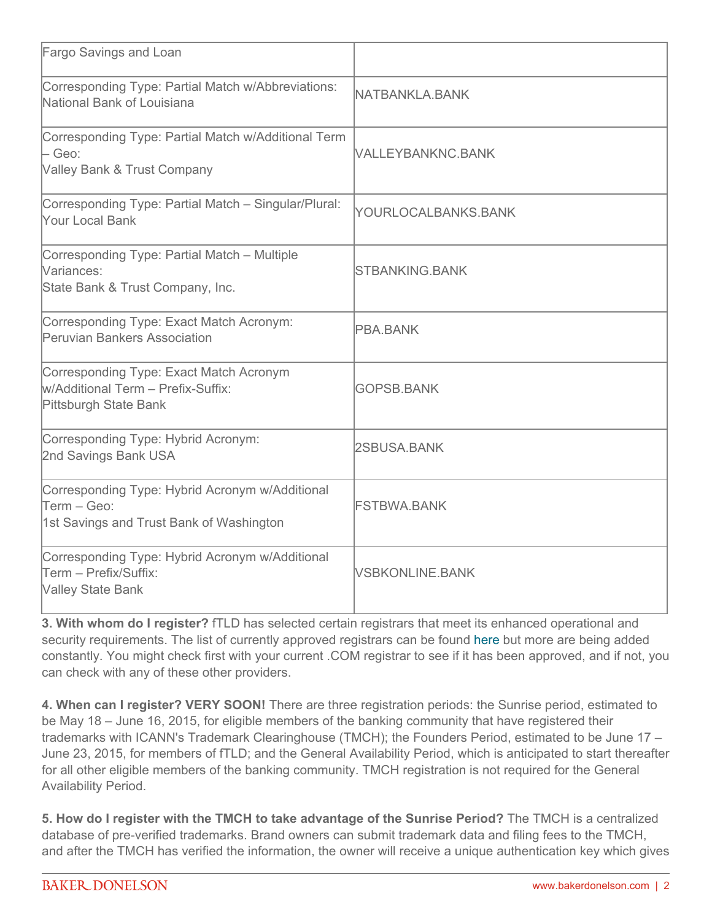| | |
|---|---|
| Fargo Savings and Loan | |
| Corresponding Type: Partial Match w/Abbreviations: National Bank of Louisiana | NATBANKLA.BANK |
| Corresponding Type: Partial Match w/Additional Term – Geo: Valley Bank & Trust Company | VALLEYBANKNC.BANK |
| Corresponding Type: Partial Match – Singular/Plural: Your Local Bank | YOURLOCALBANKS.BANK |
| Corresponding Type: Partial Match – Multiple Variances: State Bank & Trust Company, Inc. | STBANKING.BANK |
| Corresponding Type: Exact Match Acronym: Peruvian Bankers Association | PBA.BANK |
| Corresponding Type: Exact Match Acronym w/Additional Term – Prefix-Suffix: Pittsburgh State Bank | GOPSB.BANK |
| Corresponding Type: Hybrid Acronym: 2nd Savings Bank USA | 2SBUSA.BANK |
| Corresponding Type: Hybrid Acronym w/Additional Term – Geo: 1st Savings and Trust Bank of Washington | FSTBWA.BANK |
| Corresponding Type: Hybrid Acronym w/Additional Term – Prefix/Suffix: Valley State Bank | VSBKONLINE.BANK |

**3. With whom do I register?** fTLD has selected certain registrars that meet its enhanced operational and security requirements. The list of currently approved registrars can be found here but more are being added constantly. You might check first with your current .COM registrar to see if it has been approved, and if not, you can check with any of these other providers.

**4. When can I register? VERY SOON!** There are three registration periods: the Sunrise period, estimated to be May 18 – June 16, 2015, for eligible members of the banking community that have registered their trademarks with ICANN's Trademark Clearinghouse (TMCH); the Founders Period, estimated to be June 17 – June 23, 2015, for members of fTLD; and the General Availability Period, which is anticipated to start thereafter for all other eligible members of the banking community. TMCH registration is not required for the General Availability Period.

**5. How do I register with the TMCH to take advantage of the Sunrise Period?** The TMCH is a centralized database of pre-verified trademarks. Brand owners can submit trademark data and filing fees to the TMCH, and after the TMCH has verified the information, the owner will receive a unique authentication key which gives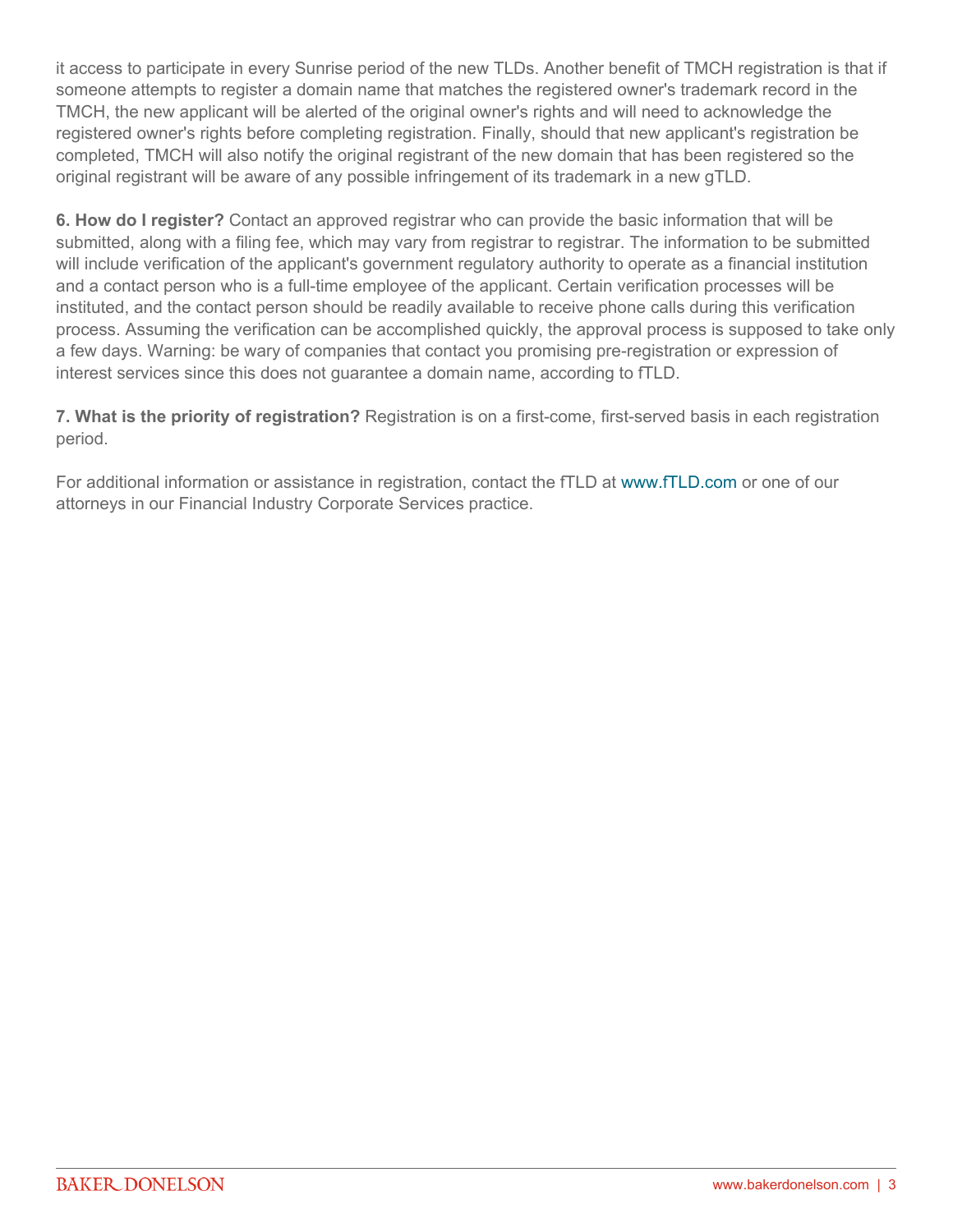it access to participate in every Sunrise period of the new TLDs. Another benefit of TMCH registration is that if someone attempts to register a domain name that matches the registered owner's trademark record in the TMCH, the new applicant will be alerted of the original owner's rights and will need to acknowledge the registered owner's rights before completing registration. Finally, should that new applicant's registration be completed, TMCH will also notify the original registrant of the new domain that has been registered so the original registrant will be aware of any possible infringement of its trademark in a new gTLD.

**6. How do I register?** Contact an approved registrar who can provide the basic information that will be submitted, along with a filing fee, which may vary from registrar to registrar. The information to be submitted will include verification of the applicant's government regulatory authority to operate as a financial institution and a contact person who is a full-time employee of the applicant. Certain verification processes will be instituted, and the contact person should be readily available to receive phone calls during this verification process. Assuming the verification can be accomplished quickly, the approval process is supposed to take only a few days. Warning: be wary of companies that contact you promising pre-registration or expression of interest services since this does not guarantee a domain name, according to fTLD.

**7. What is the priority of registration?** Registration is on a first-come, first-served basis in each registration period.

For additional information or assistance in registration, contact the fTLD at www.fTLD.com or one of our attorneys in our Financial Industry Corporate Services practice.